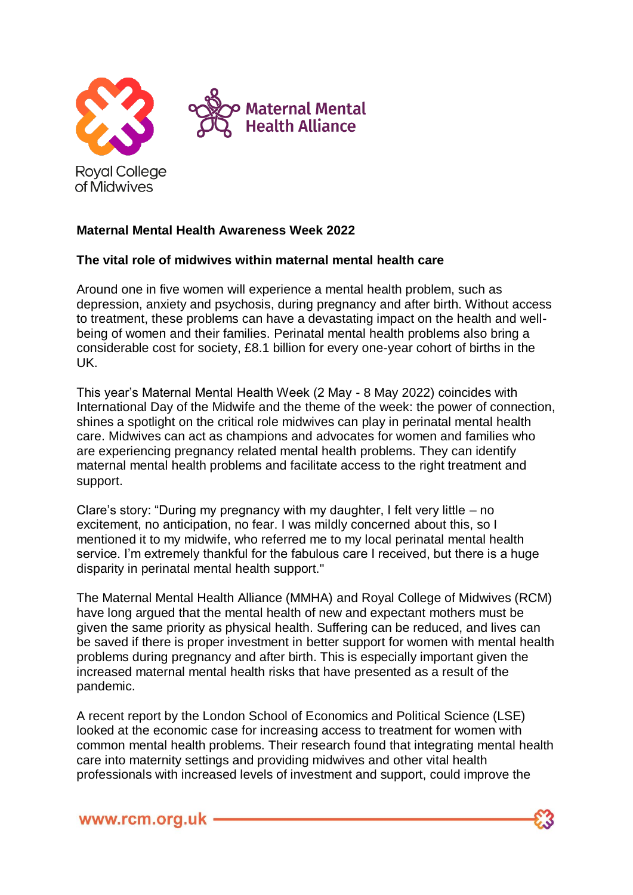Royal College of Midwives

Maternal Mental Health Alliance

**Maternal Mental Health Awareness Week 2022**

**The vital role of midwives within maternal mental health care**

Around one in five women will experience a mental health problem, such as depression, anxiety and psychosis, during pregnancy and after birth. Without access to treatment, these problems can have a devastating impact on the health and well-being of women and their families. Perinatal mental health problems also bring a considerable cost for society, £8.1 billion for every one-year cohort of births in the UK.

This year's Maternal Mental Health Week (2 May - 8 May 2022) coincides with International Day of the Midwife and the theme of the week: the power of connection, shines a spotlight on the critical role midwives can play in perinatal mental health care. Midwives can act as champions and advocates for women and families who are experiencing pregnancy related mental health problems. They can identify maternal mental health problems and facilitate access to the right treatment and support.

Clare's story: "During my pregnancy with my daughter, I felt very little – no excitement, no anticipation, no fear. I was mildly concerned about this, so I mentioned it to my midwife, who referred me to my local perinatal mental health service. I'm extremely thankful for the fabulous care I received, but there is a huge disparity in perinatal mental health support."

The Maternal Mental Health Alliance (MMHA) and Royal College of Midwives (RCM) have long argued that the mental health of new and expectant mothers must be given the same priority as physical health. Suffering can be reduced, and lives can be saved if there is proper investment in better support for women with mental health problems during pregnancy and after birth. This is especially important given the increased maternal mental health risks that have presented as a result of the pandemic.

A recent report by the London School of Economics and Political Science (LSE) looked at the economic case for increasing access to treatment for women with common mental health problems. Their research found that integrating mental health care into maternity settings and providing midwives and other vital health professionals with increased levels of investment and support, could improve the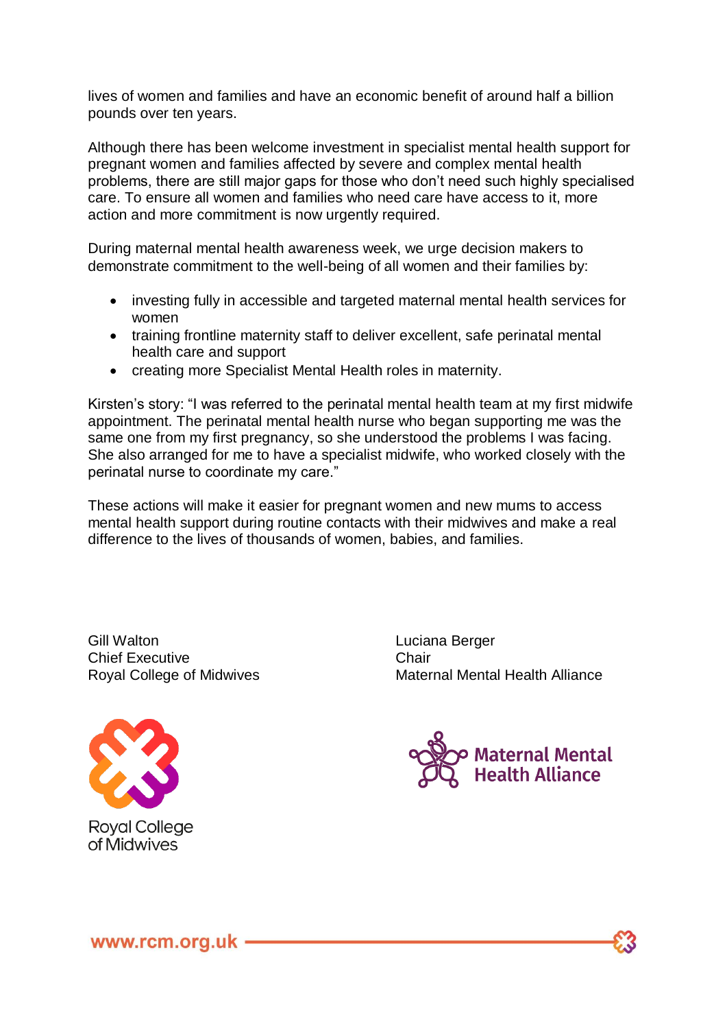lives of women and families and have an economic benefit of around half a billion pounds over ten years.

Although there has been welcome investment in specialist mental health support for pregnant women and families affected by severe and complex mental health problems, there are still major gaps for those who don't need such highly specialised care. To ensure all women and families who need care have access to it, more action and more commitment is now urgently required.

During maternal mental health awareness week, we urge decision makers to demonstrate commitment to the well-being of all women and their families by:

- investing fully in accessible and targeted maternal mental health services for women
- training frontline maternity staff to deliver excellent, safe perinatal mental health care and support
- creating more Specialist Mental Health roles in maternity.

Kirsten's story: "I was referred to the perinatal mental health team at my first midwife appointment. The perinatal mental health nurse who began supporting me was the same one from my first pregnancy, so she understood the problems I was facing. She also arranged for me to have a specialist midwife, who worked closely with the perinatal nurse to coordinate my care."

These actions will make it easier for pregnant women and new mums to access mental health support during routine contacts with their midwives and make a real difference to the lives of thousands of women, babies, and families.

Gill Walton
Chief Executive
Royal College of Midwives

Luciana Berger
Chair
Maternal Mental Health Alliance

Royal College of Midwives

Maternal Mental Health Alliance